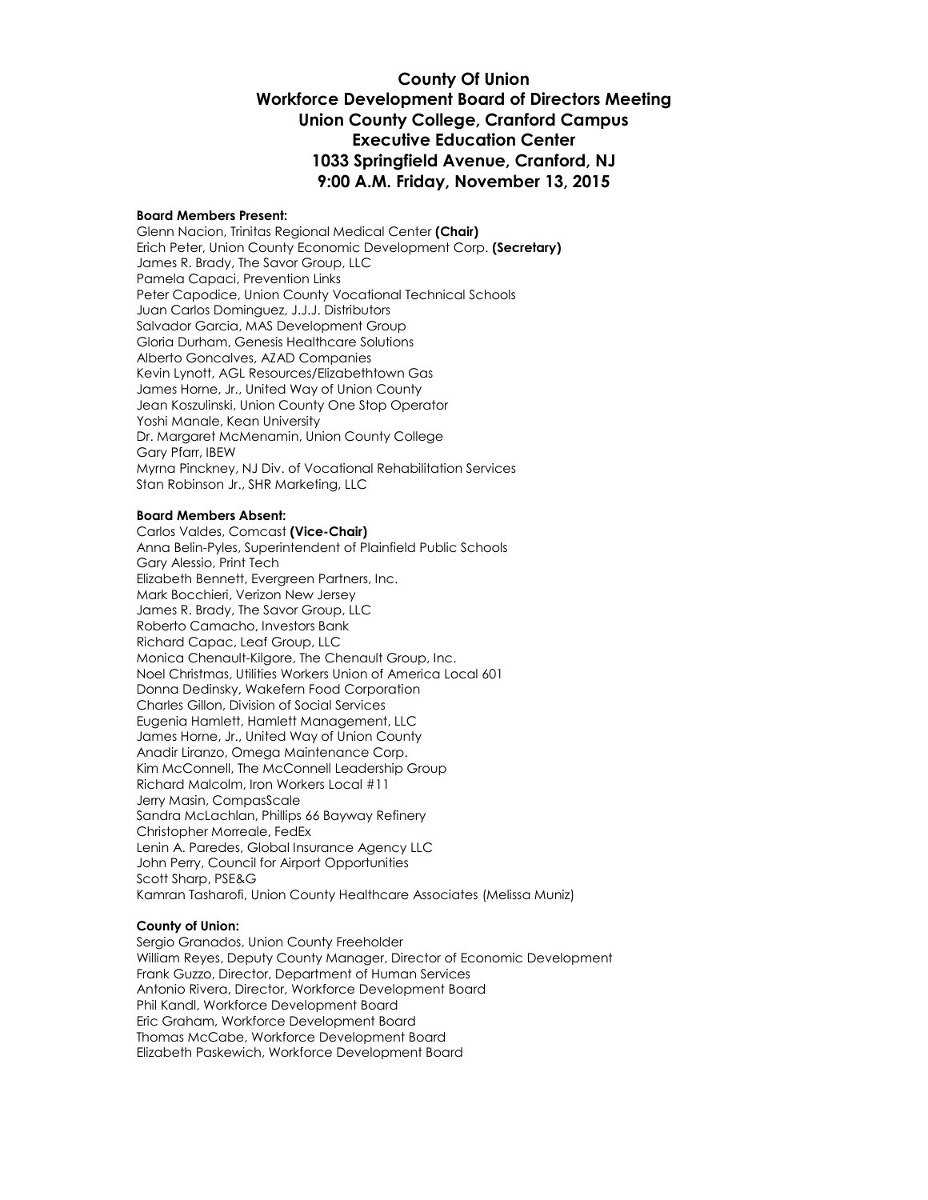# County Of Union
## Workforce Development Board of Directors Meeting
## Union County College, Cranford Campus
## Executive Education Center
## 1033 Springfield Avenue, Cranford, NJ
## 9:00 A.M. Friday, November 13, 2015

**Board Members Present:**

Glenn Nacion, Trinitas Regional Medical Center **(Chair)**
Erich Peter, Union County Economic Development Corp. **(Secretary)**
James R. Brady, The Savor Group, LLC
Pamela Capaci, Prevention Links
Peter Capodice, Union County Vocational Technical Schools
Juan Carlos Dominguez, J.J.J. Distributors
Salvador Garcia, MAS Development Group
Gloria Durham, Genesis Healthcare Solutions
Alberto Goncalves, AZAD Companies
Kevin Lynott, AGL Resources/Elizabethtown Gas
James Horne, Jr., United Way of Union County
Jean Koszulinski, Union County One Stop Operator
Yoshi Manale, Kean University
Dr. Margaret McMenamin, Union County College
Gary Pfarr, IBEW
Myrna Pinckney, NJ Div. of Vocational Rehabilitation Services
Stan Robinson Jr., SHR Marketing, LLC

**Board Members Absent:**

Carlos Valdes, Comcast **(Vice-Chair)**
Anna Belin-Pyles, Superintendent of Plainfield Public Schools
Gary Alessio, Print Tech
Elizabeth Bennett, Evergreen Partners, Inc.
Mark Bocchieri, Verizon New Jersey
James R. Brady, The Savor Group, LLC
Roberto Camacho, Investors Bank
Richard Capac, Leaf Group, LLC
Monica Chenault-Kilgore, The Chenault Group, Inc.
Noel Christmas, Utilities Workers Union of America Local 601
Donna Dedinsky, Wakefern Food Corporation
Charles Gillon, Division of Social Services
Eugenia Hamlett, Hamlett Management, LLC
James Horne, Jr., United Way of Union County
Anadir Liranzo, Omega Maintenance Corp.
Kim McConnell, The McConnell Leadership Group
Richard Malcolm, Iron Workers Local #11
Jerry Masin, CompasScale
Sandra McLachlan, Phillips 66 Bayway Refinery
Christopher Morreale, FedEx
Lenin A. Paredes, Global Insurance Agency LLC
John Perry, Council for Airport Opportunities
Scott Sharp, PSE&G
Kamran Tasharofi, Union County Healthcare Associates (Melissa Muniz)

**County of Union:**

Sergio Granados, Union County Freeholder
William Reyes, Deputy County Manager, Director of Economic Development
Frank Guzzo, Director, Department of Human Services
Antonio Rivera, Director, Workforce Development Board
Phil Kandl, Workforce Development Board
Eric Graham, Workforce Development Board
Thomas McCabe, Workforce Development Board
Elizabeth Paskewich, Workforce Development Board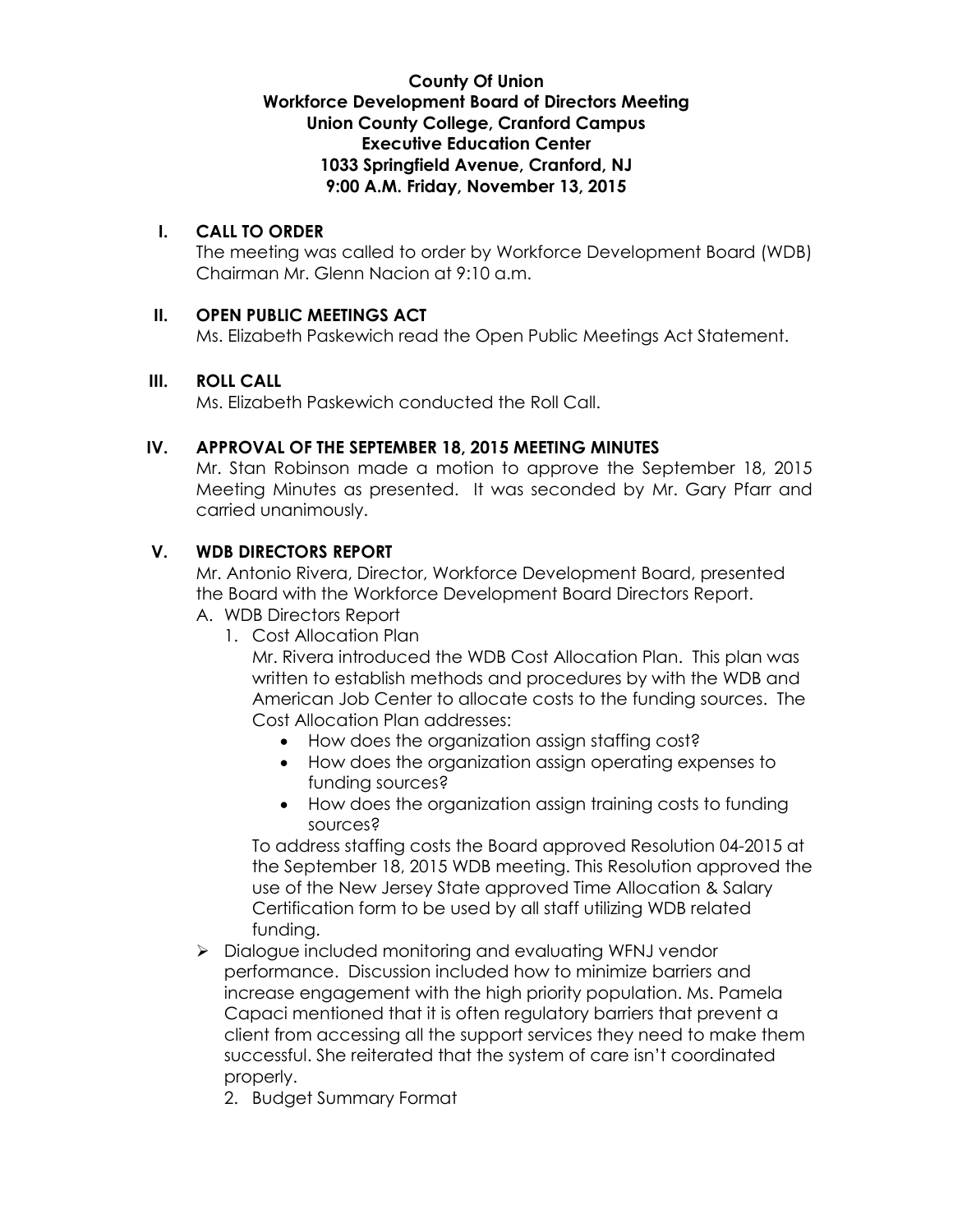**County Of Union**
**Workforce Development Board of Directors Meeting**
**Union County College, Cranford Campus**
**Executive Education Center**
**1033 Springfield Avenue, Cranford, NJ**
**9:00 A.M. Friday, November 13, 2015**

## I. CALL TO ORDER

The meeting was called to order by Workforce Development Board (WDB) Chairman Mr. Glenn Nacion at 9:10 a.m.

## II. OPEN PUBLIC MEETINGS ACT

Ms. Elizabeth Paskewich read the Open Public Meetings Act Statement.

## III. ROLL CALL

Ms. Elizabeth Paskewich conducted the Roll Call.

## IV. APPROVAL OF THE SEPTEMBER 18, 2015 MEETING MINUTES

Mr. Stan Robinson made a motion to approve the September 18, 2015 Meeting Minutes as presented. It was seconded by Mr. Gary Pfarr and carried unanimously.

## V. WDB DIRECTORS REPORT

Mr. Antonio Rivera, Director, Workforce Development Board, presented the Board with the Workforce Development Board Directors Report.

A. WDB Directors Report

1. Cost Allocation Plan

   Mr. Rivera introduced the WDB Cost Allocation Plan. This plan was written to establish methods and procedures by with the WDB and American Job Center to allocate costs to the funding sources. The Cost Allocation Plan addresses:

   - How does the organization assign staffing cost?
   - How does the organization assign operating expenses to funding sources?
   - How does the organization assign training costs to funding sources?

   To address staffing costs the Board approved Resolution 04-2015 at the September 18, 2015 WDB meeting. This Resolution approved the use of the New Jersey State approved Time Allocation & Salary Certification form to be used by all staff utilizing WDB related funding.

- Dialogue included monitoring and evaluating WFNJ vendor performance. Discussion included how to minimize barriers and increase engagement with the high priority population. Ms. Pamela Capaci mentioned that it is often regulatory barriers that prevent a client from accessing all the support services they need to make them successful. She reiterated that the system of care isn't coordinated properly.

2. Budget Summary Format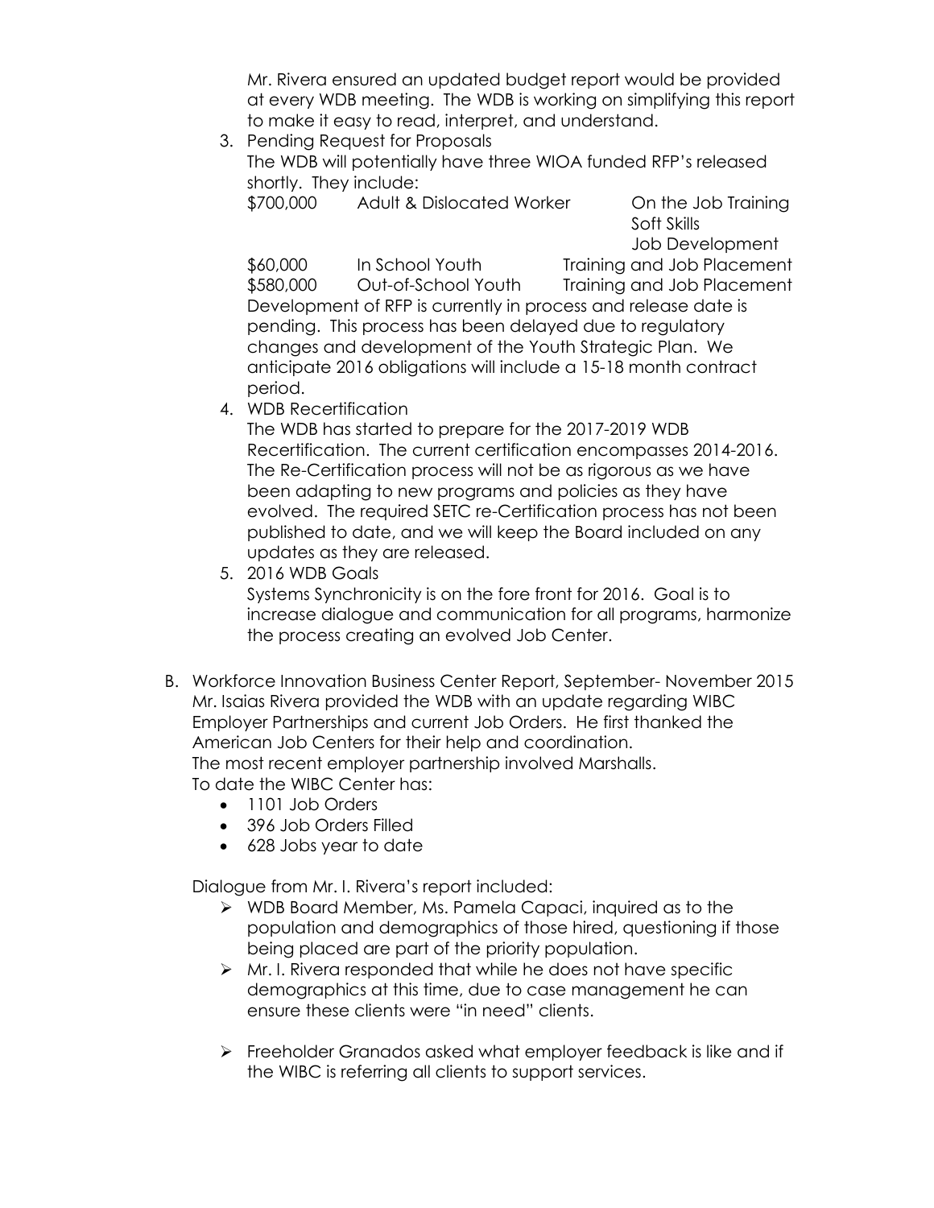Mr. Rivera ensured an updated budget report would be provided at every WDB meeting. The WDB is working on simplifying this report to make it easy to read, interpret, and understand.

3. Pending Request for Proposals
   The WDB will potentially have three WIOA funded RFP's released shortly. They include:

| | | |
|---|---|---|
| $700,000 | Adult & Dislocated Worker | On the Job Training<br>Soft Skills<br>Job Development |
| $60,000 | In School Youth | Training and Job Placement |
| $580,000 | Out-of-School Youth | Training and Job Placement |

   Development of RFP is currently in process and release date is pending. This process has been delayed due to regulatory changes and development of the Youth Strategic Plan. We anticipate 2016 obligations will include a 15-18 month contract period.

4. WDB Recertification
   The WDB has started to prepare for the 2017-2019 WDB Recertification. The current certification encompasses 2014-2016. The Re-Certification process will not be as rigorous as we have been adapting to new programs and policies as they have evolved. The required SETC re-Certification process has not been published to date, and we will keep the Board included on any updates as they are released.

5. 2016 WDB Goals
   Systems Synchronicity is on the fore front for 2016. Goal is to increase dialogue and communication for all programs, harmonize the process creating an evolved Job Center.

B. Workforce Innovation Business Center Report, September- November 2015
   Mr. Isaias Rivera provided the WDB with an update regarding WIBC Employer Partnerships and current Job Orders. He first thanked the American Job Centers for their help and coordination.
   The most recent employer partnership involved Marshalls.
   To date the WIBC Center has:

   - 1101 Job Orders
   - 396 Job Orders Filled
   - 628 Jobs year to date

   Dialogue from Mr. I. Rivera's report included:

   - WDB Board Member, Ms. Pamela Capaci, inquired as to the population and demographics of those hired, questioning if those being placed are part of the priority population.
   - Mr. I. Rivera responded that while he does not have specific demographics at this time, due to case management he can ensure these clients were "in need" clients.
   - Freeholder Granados asked what employer feedback is like and if the WIBC is referring all clients to support services.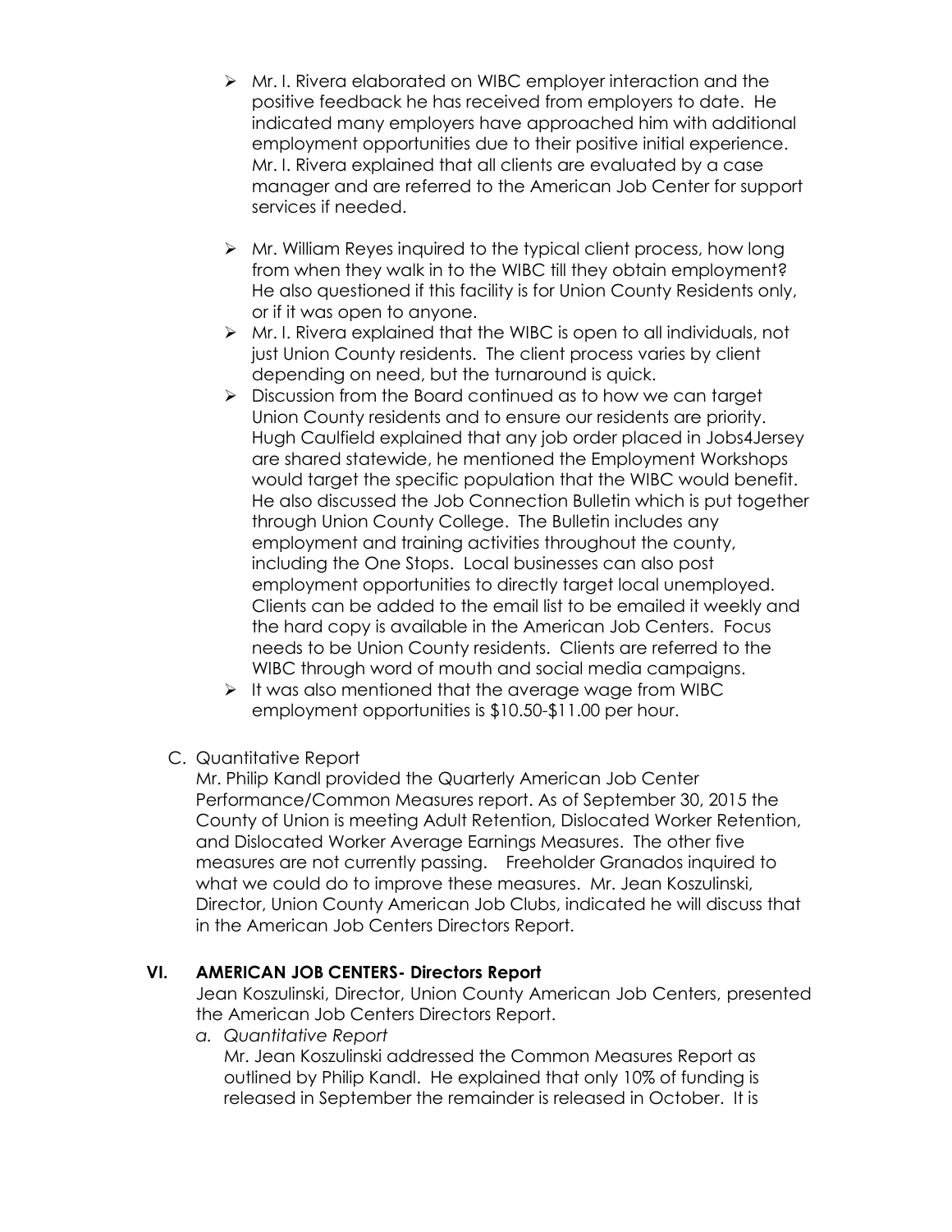- Mr. I. Rivera elaborated on WIBC employer interaction and the positive feedback he has received from employers to date. He indicated many employers have approached him with additional employment opportunities due to their positive initial experience. Mr. I. Rivera explained that all clients are evaluated by a case manager and are referred to the American Job Center for support services if needed.

- Mr. William Reyes inquired to the typical client process, how long from when they walk in to the WIBC till they obtain employment? He also questioned if this facility is for Union County Residents only, or if it was open to anyone.
- Mr. I. Rivera explained that the WIBC is open to all individuals, not just Union County residents. The client process varies by client depending on need, but the turnaround is quick.
- Discussion from the Board continued as to how we can target Union County residents and to ensure our residents are priority. Hugh Caulfield explained that any job order placed in Jobs4Jersey are shared statewide, he mentioned the Employment Workshops would target the specific population that the WIBC would benefit. He also discussed the Job Connection Bulletin which is put together through Union County College. The Bulletin includes any employment and training activities throughout the county, including the One Stops. Local businesses can also post employment opportunities to directly target local unemployed. Clients can be added to the email list to be emailed it weekly and the hard copy is available in the American Job Centers. Focus needs to be Union County residents. Clients are referred to the WIBC through word of mouth and social media campaigns.
- It was also mentioned that the average wage from WIBC employment opportunities is $10.50-$11.00 per hour.

C. Quantitative Report

Mr. Philip Kandl provided the Quarterly American Job Center Performance/Common Measures report. As of September 30, 2015 the County of Union is meeting Adult Retention, Dislocated Worker Retention, and Dislocated Worker Average Earnings Measures. The other five measures are not currently passing. Freeholder Granados inquired to what we could do to improve these measures. Mr. Jean Koszulinski, Director, Union County American Job Clubs, indicated he will discuss that in the American Job Centers Directors Report.

## VI. AMERICAN JOB CENTERS- Directors Report

Jean Koszulinski, Director, Union County American Job Centers, presented the American Job Centers Directors Report.

a. *Quantitative Report*

Mr. Jean Koszulinski addressed the Common Measures Report as outlined by Philip Kandl. He explained that only 10% of funding is released in September the remainder is released in October. It is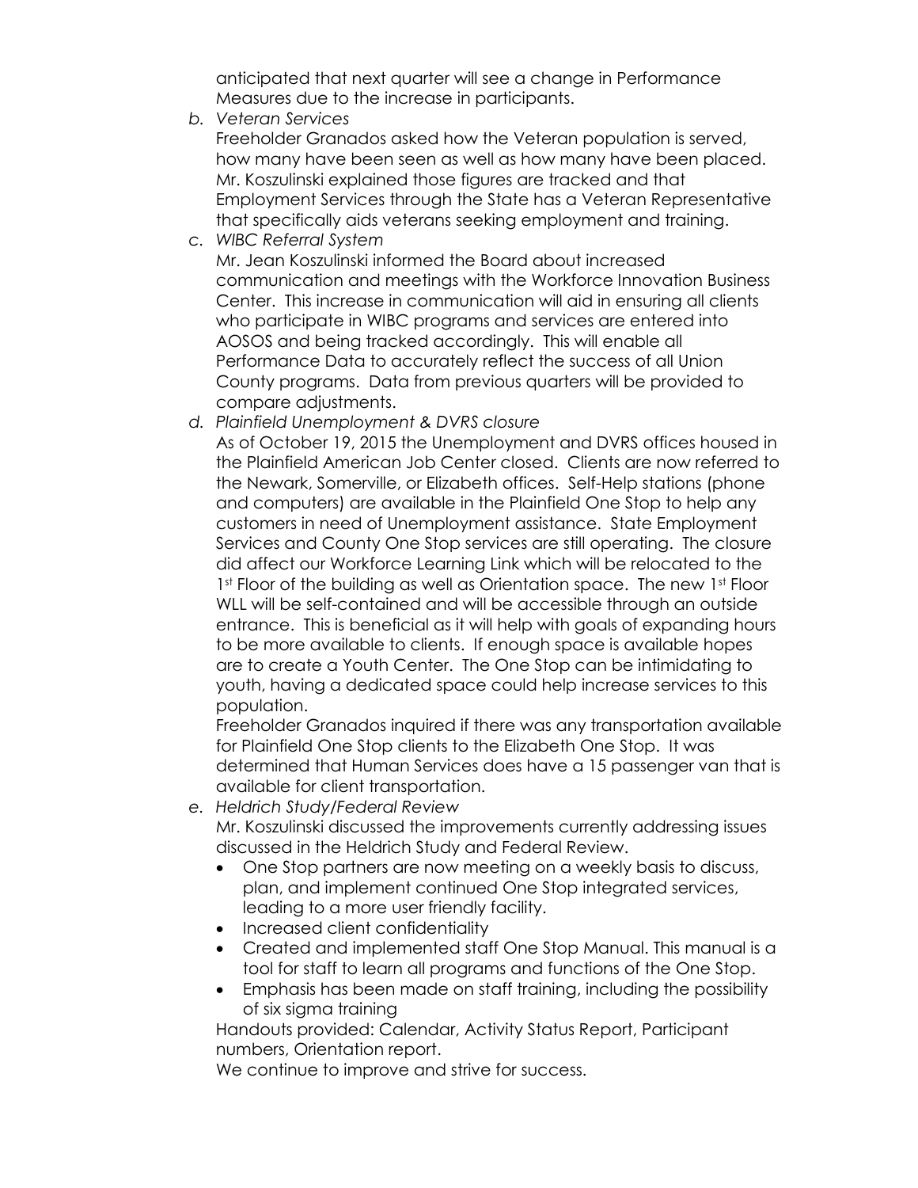anticipated that next quarter will see a change in Performance Measures due to the increase in participants.

b. *Veteran Services*

   Freeholder Granados asked how the Veteran population is served, how many have been seen as well as how many have been placed. Mr. Koszulinski explained those figures are tracked and that Employment Services through the State has a Veteran Representative that specifically aids veterans seeking employment and training.

c. *WIBC Referral System*

   Mr. Jean Koszulinski informed the Board about increased communication and meetings with the Workforce Innovation Business Center. This increase in communication will aid in ensuring all clients who participate in WIBC programs and services are entered into AOSOS and being tracked accordingly. This will enable all Performance Data to accurately reflect the success of all Union County programs. Data from previous quarters will be provided to compare adjustments.

d. *Plainfield Unemployment & DVRS closure*

   As of October 19, 2015 the Unemployment and DVRS offices housed in the Plainfield American Job Center closed. Clients are now referred to the Newark, Somerville, or Elizabeth offices. Self-Help stations (phone and computers) are available in the Plainfield One Stop to help any customers in need of Unemployment assistance. State Employment Services and County One Stop services are still operating. The closure did affect our Workforce Learning Link which will be relocated to the 1st Floor of the building as well as Orientation space. The new 1st Floor WLL will be self-contained and will be accessible through an outside entrance. This is beneficial as it will help with goals of expanding hours to be more available to clients. If enough space is available hopes are to create a Youth Center. The One Stop can be intimidating to youth, having a dedicated space could help increase services to this population.

   Freeholder Granados inquired if there was any transportation available for Plainfield One Stop clients to the Elizabeth One Stop. It was determined that Human Services does have a 15 passenger van that is available for client transportation.

e. *Heldrich Study/Federal Review*

   Mr. Koszulinski discussed the improvements currently addressing issues discussed in the Heldrich Study and Federal Review.

   - One Stop partners are now meeting on a weekly basis to discuss, plan, and implement continued One Stop integrated services, leading to a more user friendly facility.
   - Increased client confidentiality
   - Created and implemented staff One Stop Manual. This manual is a tool for staff to learn all programs and functions of the One Stop.
   - Emphasis has been made on staff training, including the possibility of six sigma training

   Handouts provided: Calendar, Activity Status Report, Participant numbers, Orientation report.

   We continue to improve and strive for success.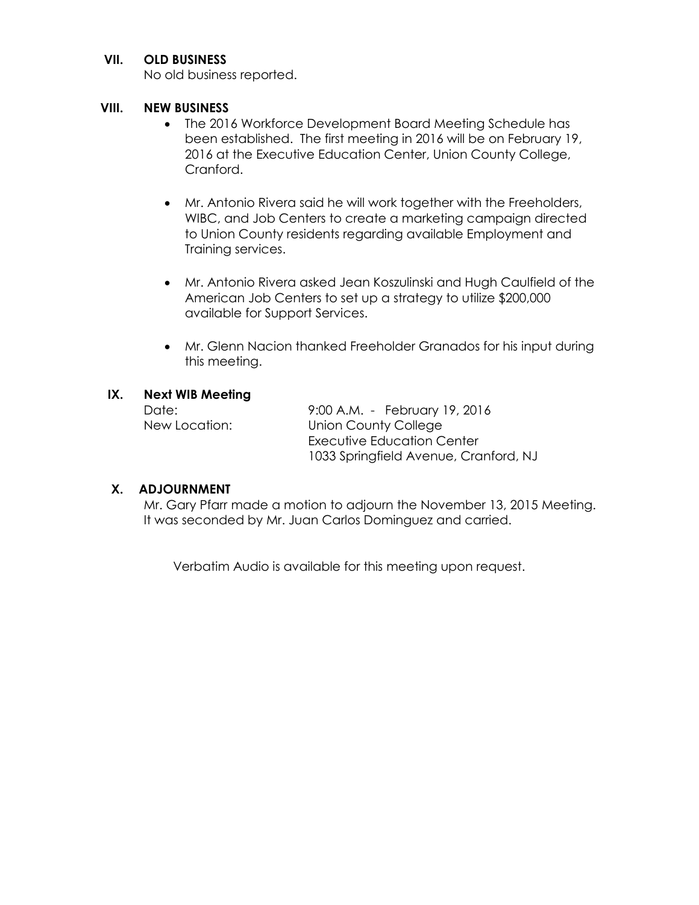## VII. OLD BUSINESS

No old business reported.

## VIII. NEW BUSINESS

- The 2016 Workforce Development Board Meeting Schedule has been established. The first meeting in 2016 will be on February 19, 2016 at the Executive Education Center, Union County College, Cranford.
- Mr. Antonio Rivera said he will work together with the Freeholders, WIBC, and Job Centers to create a marketing campaign directed to Union County residents regarding available Employment and Training services.
- Mr. Antonio Rivera asked Jean Koszulinski and Hugh Caulfield of the American Job Centers to set up a strategy to utilize $200,000 available for Support Services.
- Mr. Glenn Nacion thanked Freeholder Granados for his input during this meeting.

## IX. Next WIB Meeting

| | |
|---|---|
| Date: | 9:00 A.M. - February 19, 2016 |
| New Location: | Union County College<br>Executive Education Center<br>1033 Springfield Avenue, Cranford, NJ |

## X. ADJOURNMENT

Mr. Gary Pfarr made a motion to adjourn the November 13, 2015 Meeting. It was seconded by Mr. Juan Carlos Dominguez and carried.

Verbatim Audio is available for this meeting upon request.